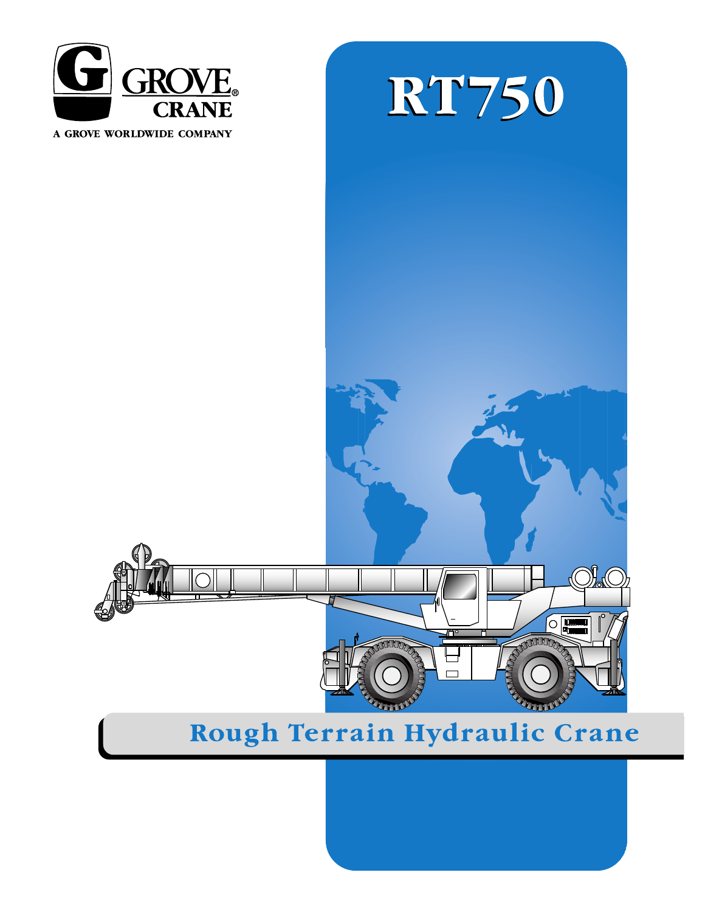GROVE CRANE

A GROVE WORLDWIDE COMPANY

# RT750

## Rough Terrain Hydraulic Crane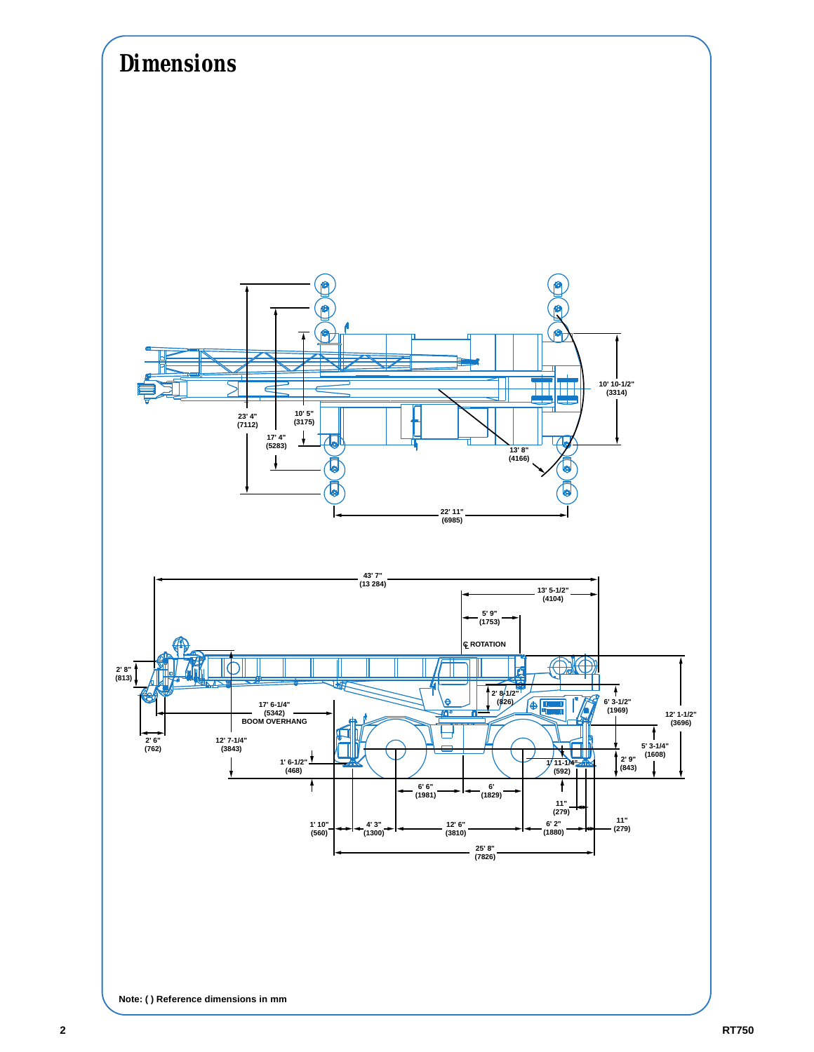# Dimensions

23' 4" (7112)

17' 4" (5283)

10' 5" (3175)

10' 10-1/2" (3314)

13' 8" (4166)

22' 11" (6985)

43' 7" (13 284)

13' 5-1/2" (4104)

5' 9" (1753)

℄ ROTATION

2' 8" (813)

2' 8-1/2" (826)

6' 3-1/2" (1969)

12' 1-1/2" (3696)

17' 6-1/4" (5342) BOOM OVERHANG

2' 6" (762)

12' 7-1/4" (3843)

5' 3-1/4" (1608)

1' 6-1/2" (468)

1' 11-1/4" (592)

2' 9" (843)

6' 6" (1981)

6' (1829)

11" (279)

1' 10" (560)

4' 3" (1300)

12' 6" (3810)

6' 2" (1880)

11" (279)

25' 8" (7826)

Note: ( ) Reference dimensions in mm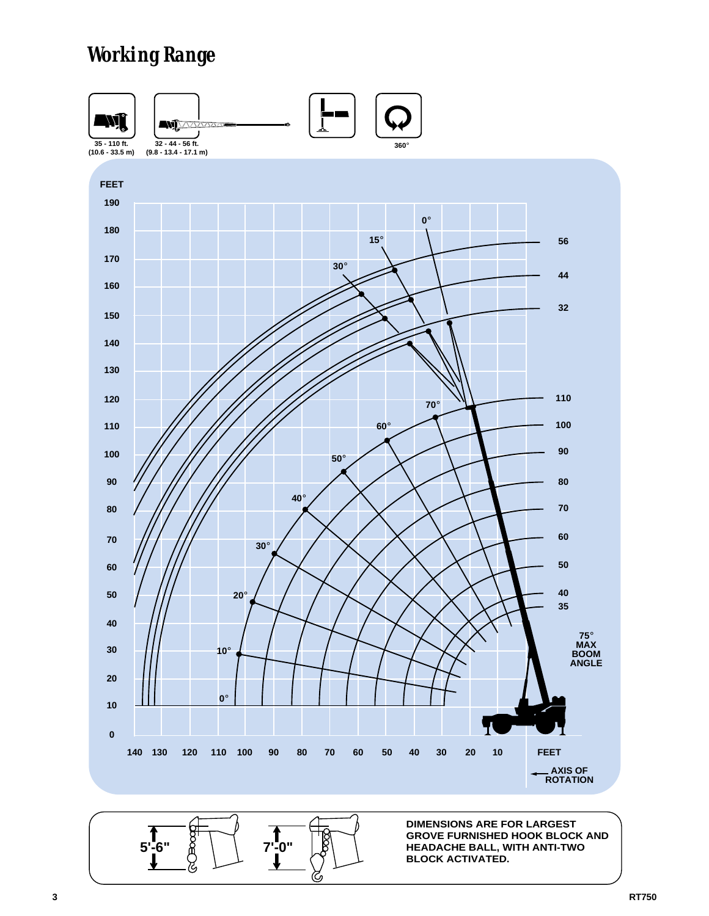# Working Range

35 - 110 ft.
(10.6 - 33.5 m)

32 - 44 - 56 ft.
(9.8 - 13.4 - 17.1 m)

360°

FEET

190
180
170
160
150
140
130
120
110
100
90
80
70
60
50
40
30
20
10
0

140 130 120 110 100 90 80 70 60 50 40 30 20 10 FEET

0° 15° 30°

56
44
32

110
100
90
80
70
60
50
40
35

70° 60° 50° 40° 30° 20° 10° 0°

75° MAX BOOM ANGLE

AXIS OF ROTATION

5'-6"

7'-0"

DIMENSIONS ARE FOR LARGEST GROVE FURNISHED HOOK BLOCK AND HEADACHE BALL, WITH ANTI-TWO BLOCK ACTIVATED.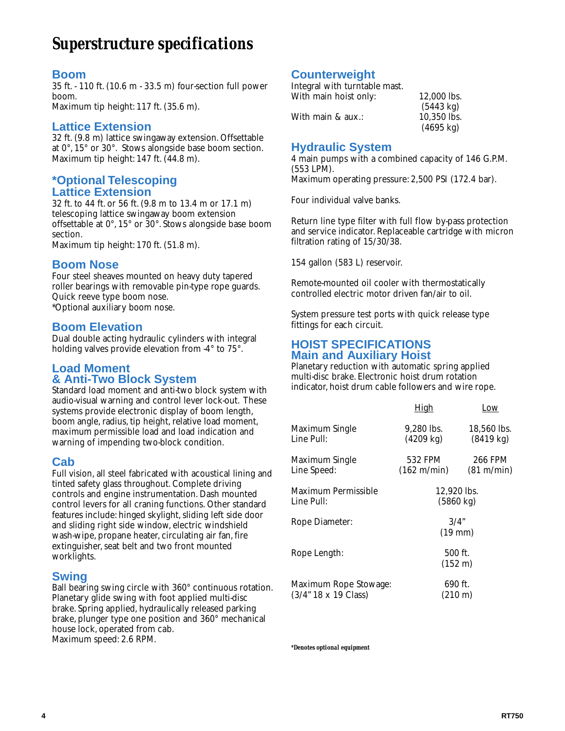# Superstructure specifications

## Boom

35 ft. - 110 ft. (10.6 m - 33.5 m) four-section full power boom.
Maximum tip height: 117 ft. (35.6 m).

## Lattice Extension

32 ft. (9.8 m) lattice swingaway extension. Offsettable at 0°, 15° or 30°. Stows alongside base boom section.
Maximum tip height: 147 ft. (44.8 m).

## *Optional Telescoping Lattice Extension

32 ft. to 44 ft. or 56 ft. (9.8 m to 13.4 m or 17.1 m) telescoping lattice swingaway boom extension offsettable at 0°, 15° or 30°. Stows alongside base boom section.
Maximum tip height: 170 ft. (51.8 m).

## Boom Nose

Four steel sheaves mounted on heavy duty tapered roller bearings with removable pin-type rope guards. Quick reeve type boom nose.
*Optional auxiliary boom nose.

## Boom Elevation

Dual double acting hydraulic cylinders with integral holding valves provide elevation from -4° to 75°.

## Load Moment & Anti-Two Block System

Standard load moment and anti-two block system with audio-visual warning and control lever lock-out. These systems provide electronic display of boom length, boom angle, radius, tip height, relative load moment, maximum permissible load and load indication and warning of impending two-block condition.

## Cab

Full vision, all steel fabricated with acoustical lining and tinted safety glass throughout. Complete driving controls and engine instrumentation. Dash mounted control levers for all craning functions. Other standard features include: hinged skylight, sliding left side door and sliding right side window, electric windshield wash-wipe, propane heater, circulating air fan, fire extinguisher, seat belt and two front mounted worklights.

## Swing

Ball bearing swing circle with 360° continuous rotation. Planetary glide swing with foot applied multi-disc brake. Spring applied, hydraulically released parking brake, plunger type one position and 360° mechanical house lock, operated from cab.
Maximum speed: 2.6 RPM.

## Counterweight

Integral with turntable mast.

| | |
|---|---|
| With main hoist only: | 12,000 lbs. (5443 kg) |
| With main & aux.: | 10,350 lbs. (4695 kg) |

## Hydraulic System

4 main pumps with a combined capacity of 146 G.P.M. (553 LPM).
Maximum operating pressure: 2,500 PSI (172.4 bar).

Four individual valve banks.

Return line type filter with full flow by-pass protection and service indicator. Replaceable cartridge with micron filtration rating of 15/30/38.

154 gallon (583 L) reservoir.

Remote-mounted oil cooler with thermostatically controlled electric motor driven fan/air to oil.

System pressure test ports with quick release type fittings for each circuit.

## HOIST SPECIFICATIONS
## Main and Auxiliary Hoist

Planetary reduction with automatic spring applied multi-disc brake. Electronic hoist drum rotation indicator, hoist drum cable followers and wire rope.

| | High | Low |
|---|---|---|
| Maximum Single Line Pull: | 9,280 lbs. (4209 kg) | 18,560 lbs. (8419 kg) |
| Maximum Single Line Speed: | 532 FPM (162 m/min) | 266 FPM (81 m/min) |
| Maximum Permissible Line Pull: | 12,920 lbs. (5860 kg) | |
| Rope Diameter: | 3/4" (19 mm) | |
| Rope Length: | 500 ft. (152 m) | |
| Maximum Rope Stowage: (3/4" 18 x 19 Class) | 690 ft. (210 m) | |

***Denotes optional equipment**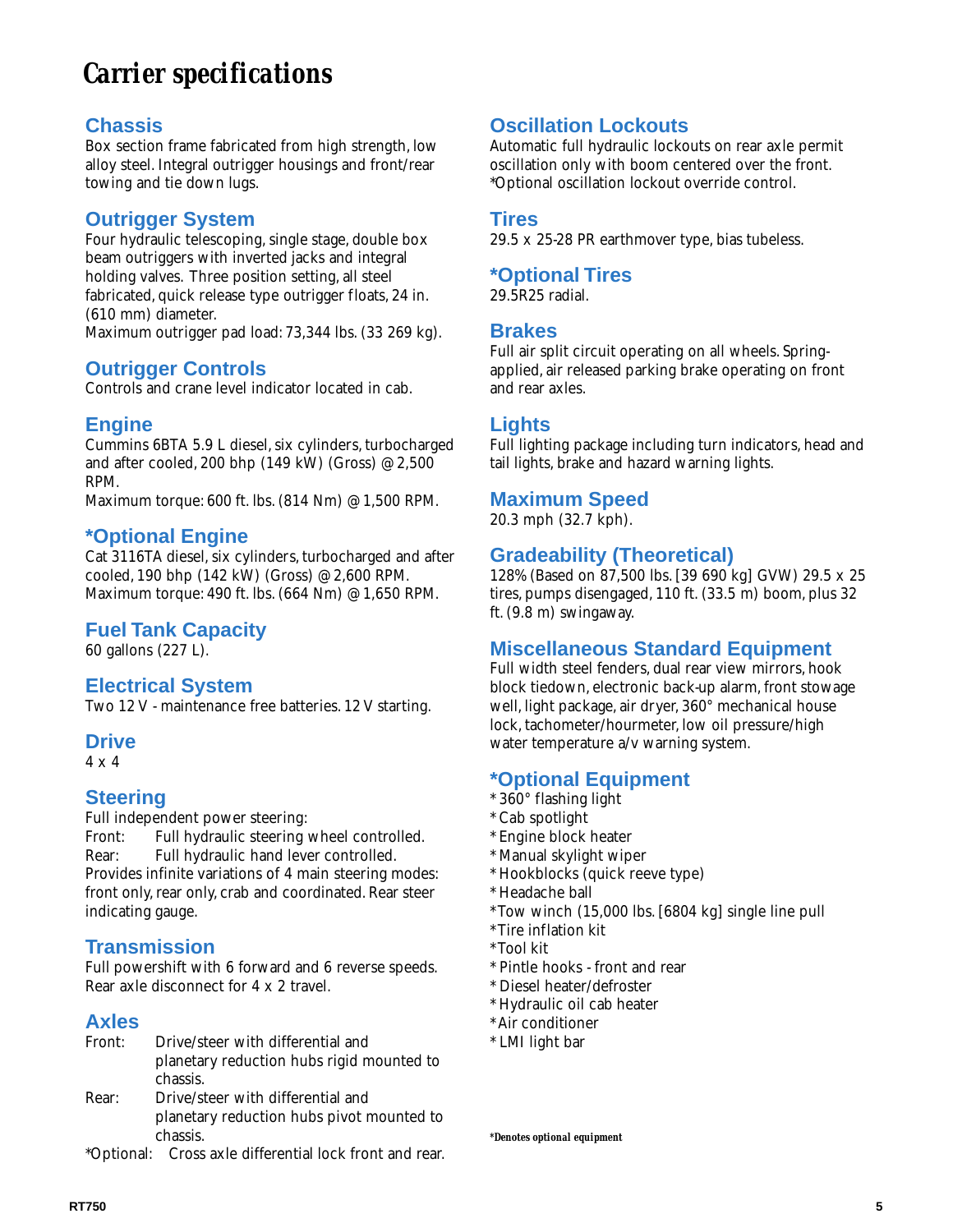# Carrier specifications

## Chassis

Box section frame fabricated from high strength, low alloy steel. Integral outrigger housings and front/rear towing and tie down lugs.

## Outrigger System

Four hydraulic telescoping, single stage, double box beam outriggers with inverted jacks and integral holding valves. Three position setting, all steel fabricated, quick release type outrigger floats, 24 in. (610 mm) diameter.
Maximum outrigger pad load: 73,344 lbs. (33 269 kg).

## Outrigger Controls

Controls and crane level indicator located in cab.

## Engine

Cummins 6BTA 5.9 L diesel, six cylinders, turbocharged and after cooled, 200 bhp (149 kW) (Gross) @ 2,500 RPM.
Maximum torque: 600 ft. lbs. (814 Nm) @ 1,500 RPM.

## *Optional Engine

Cat 3116TA diesel, six cylinders, turbocharged and after cooled, 190 bhp (142 kW) (Gross) @ 2,600 RPM.
Maximum torque: 490 ft. lbs. (664 Nm) @ 1,650 RPM.

## Fuel Tank Capacity

60 gallons (227 L).

## Electrical System

Two 12 V - maintenance free batteries. 12 V starting.

## Drive

4 x 4

## Steering

Full independent power steering:
Front: Full hydraulic steering wheel controlled.
Rear: Full hydraulic hand lever controlled.
Provides infinite variations of 4 main steering modes: front only, rear only, crab and coordinated. Rear steer indicating gauge.

## Transmission

Full powershift with 6 forward and 6 reverse speeds. Rear axle disconnect for 4 x 2 travel.

## Axles

Front: Drive/steer with differential and planetary reduction hubs rigid mounted to chassis.
Rear: Drive/steer with differential and planetary reduction hubs pivot mounted to chassis.
*Optional: Cross axle differential lock front and rear.

## Oscillation Lockouts

Automatic full hydraulic lockouts on rear axle permit oscillation only with boom centered over the front.
*Optional oscillation lockout override control.

## Tires

29.5 x 25-28 PR earthmover type, bias tubeless.

## *Optional Tires

29.5R25 radial.

## Brakes

Full air split circuit operating on all wheels. Spring-applied, air released parking brake operating on front and rear axles.

## Lights

Full lighting package including turn indicators, head and tail lights, brake and hazard warning lights.

## Maximum Speed

20.3 mph (32.7 kph).

## Gradeability (Theoretical)

128% (Based on 87,500 lbs. [39 690 kg] GVW) 29.5 x 25 tires, pumps disengaged, 110 ft. (33.5 m) boom, plus 32 ft. (9.8 m) swingaway.

## Miscellaneous Standard Equipment

Full width steel fenders, dual rear view mirrors, hook block tiedown, electronic back-up alarm, front stowage well, light package, air dryer, 360° mechanical house lock, tachometer/hourmeter, low oil pressure/high water temperature a/v warning system.

## *Optional Equipment

- * 360° flashing light
- * Cab spotlight
- * Engine block heater
- * Manual skylight wiper
- * Hookblocks (quick reeve type)
- * Headache ball
- *Tow winch (15,000 lbs. [6804 kg] single line pull
- *Tire inflation kit
- *Tool kit
- * Pintle hooks - front and rear
- * Diesel heater/defroster
- * Hydraulic oil cab heater
- *Air conditioner
- * LMI light bar

***Denotes optional equipment**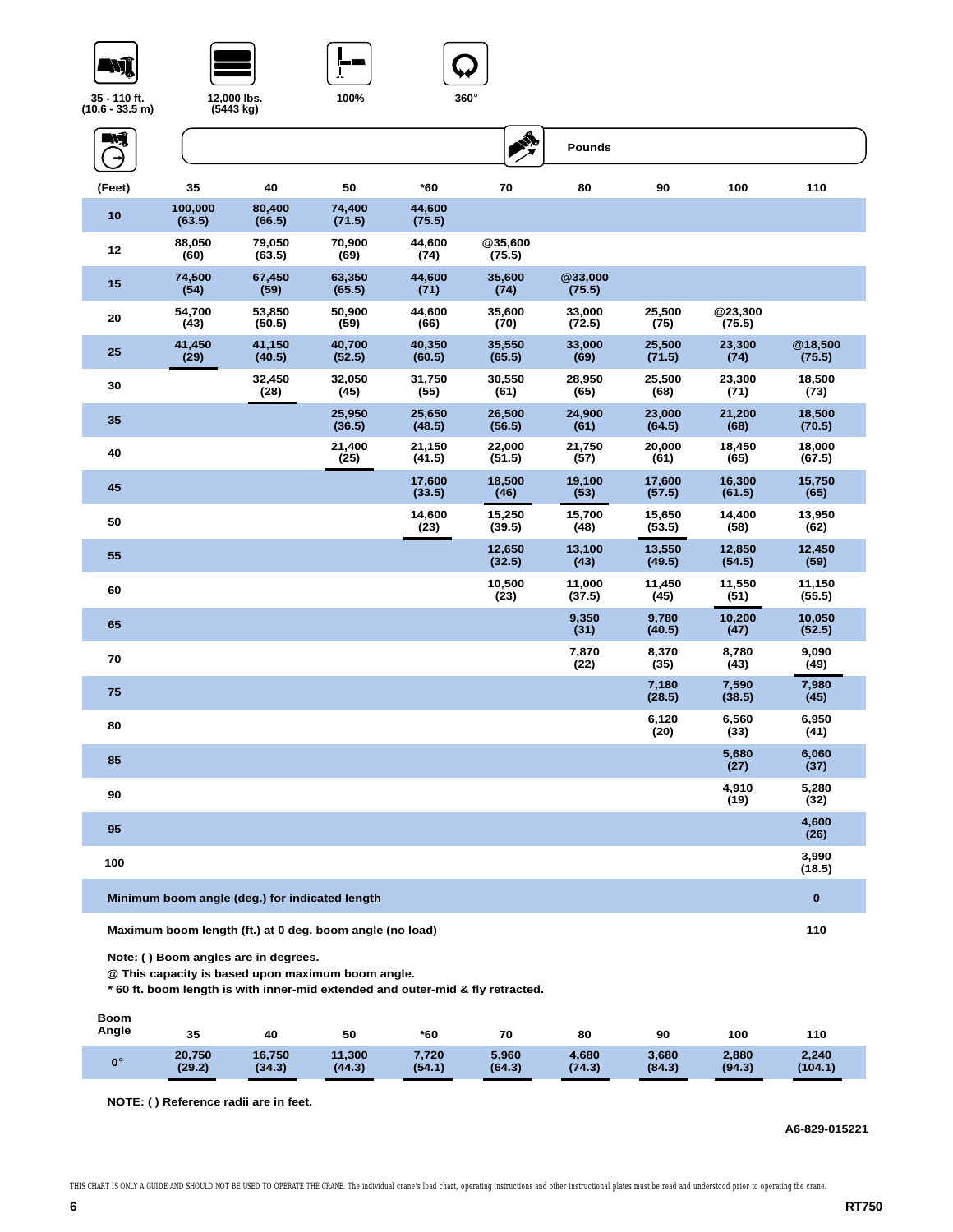35 - 110 ft. (10.6 - 33.5 m) | 12,000 lbs. (5443 kg) | 100% | 360°

**Pounds**

| (Feet) | 35 | 40 | 50 | *60 | 70 | 80 | 90 | 100 | 110 |
|---|---|---|---|---|---|---|---|---|---|
| 10 | 100,000 (63.5) | 80,400 (66.5) | 74,400 (71.5) | 44,600 (75.5) | | | | | |
| 12 | 88,050 (60) | 79,050 (63.5) | 70,900 (69) | 44,600 (74) | @35,600 (75.5) | | | | |
| 15 | 74,500 (54) | 67,450 (59) | 63,350 (65.5) | 44,600 (71) | 35,600 (74) | @33,000 (75.5) | | | |
| 20 | 54,700 (43) | 53,850 (50.5) | 50,900 (59) | 44,600 (66) | 35,600 (70) | 33,000 (72.5) | 25,500 (75) | @23,300 (75.5) | |
| 25 | 41,450 (29) | 41,150 (40.5) | 40,700 (52.5) | 40,350 (60.5) | 35,550 (65.5) | 33,000 (69) | 25,500 (71.5) | 23,300 (74) | @18,500 (75.5) |
| 30 | | 32,450 (28) | 32,050 (45) | 31,750 (55) | 30,550 (61) | 28,950 (65) | 25,500 (68) | 23,300 (71) | 18,500 (73) |
| 35 | | | 25,950 (36.5) | 25,650 (48.5) | 26,500 (56.5) | 24,900 (61) | 23,000 (64.5) | 21,200 (68) | 18,500 (70.5) |
| 40 | | | 21,400 (25) | 21,150 (41.5) | 22,000 (51.5) | 21,750 (57) | 20,000 (61) | 18,450 (65) | 18,000 (67.5) |
| 45 | | | | 17,600 (33.5) | 18,500 (46) | 19,100 (53) | 17,600 (57.5) | 16,300 (61.5) | 15,750 (65) |
| 50 | | | | 14,600 (23) | 15,250 (39.5) | 15,700 (48) | 15,650 (53.5) | 14,400 (58) | 13,950 (62) |
| 55 | | | | | 12,650 (32.5) | 13,100 (43) | 13,550 (49.5) | 12,850 (54.5) | 12,450 (59) |
| 60 | | | | | 10,500 (23) | 11,000 (37.5) | 11,450 (45) | 11,550 (51) | 11,150 (55.5) |
| 65 | | | | | | 9,350 (31) | 9,780 (40.5) | 10,200 (47) | 10,050 (52.5) |
| 70 | | | | | | 7,870 (22) | 8,370 (35) | 8,780 (43) | 9,090 (49) |
| 75 | | | | | | | 7,180 (28.5) | 7,590 (38.5) | 7,980 (45) |
| 80 | | | | | | | 6,120 (20) | 6,560 (33) | 6,950 (41) |
| 85 | | | | | | | | 5,680 (27) | 6,060 (37) |
| 90 | | | | | | | | 4,910 (19) | 5,280 (32) |
| 95 | | | | | | | | | 4,600 (26) |
| 100 | | | | | | | | | 3,990 (18.5) |
| Minimum boom angle (deg.) for indicated length | | | | | | | | | 0 |
| Maximum boom length (ft.) at 0 deg. boom angle (no load) | | | | | | | | | 110 |

**Note: ( ) Boom angles are in degrees.**
**@ This capacity is based upon maximum boom angle.**
*** 60 ft. boom length is with inner-mid extended and outer-mid & fly retracted.**

| Boom Angle | 35 | 40 | 50 | *60 | 70 | 80 | 90 | 100 | 110 |
|---|---|---|---|---|---|---|---|---|---|
| 0° | 20,750 (29.2) | 16,750 (34.3) | 11,300 (44.3) | 7,720 (54.1) | 5,960 (64.3) | 4,680 (74.3) | 3,680 (84.3) | 2,880 (94.3) | 2,240 (104.1) |

**NOTE: ( ) Reference radii are in feet.**

A6-829-015221

THIS CHART IS ONLY A GUIDE AND SHOULD NOT BE USED TO OPERATE THE CRANE. The individual crane's load chart, operating instructions and other instructional plates must be read and understood prior to operating the crane.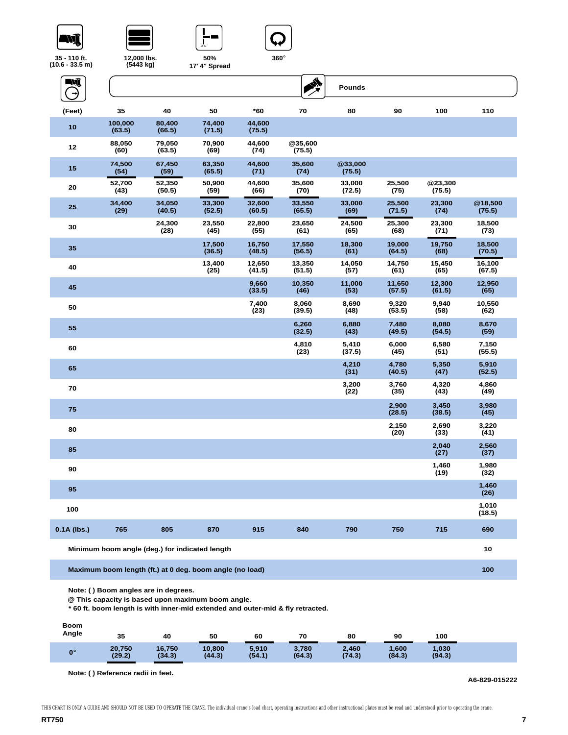35 - 110 ft. (10.6 - 33.5 m) | 12,000 lbs. (5443 kg) | 50% 17' 4" Spread | 360°

Pounds

| (Feet) | 35 | 40 | 50 | *60 | 70 | 80 | 90 | 100 | 110 |
|---|---|---|---|---|---|---|---|---|---|
| 10 | 100,000 (63.5) | 80,400 (66.5) | 74,400 (71.5) | 44,600 (75.5) | | | | | |
| 12 | 88,050 (60) | 79,050 (63.5) | 70,900 (69) | 44,600 (74) | @35,600 (75.5) | | | | |
| 15 | 74,500 (54) | 67,450 (59) | 63,350 (65.5) | 44,600 (71) | 35,600 (74) | @33,000 (75.5) | | | |
| 20 | 52,700 (43) | 52,350 (50.5) | 50,900 (59) | 44,600 (66) | 35,600 (70) | 33,000 (72.5) | 25,500 (75) | @23,300 (75.5) | |
| 25 | 34,400 (29) | 34,050 (40.5) | 33,300 (52.5) | 32,600 (60.5) | 33,550 (65.5) | 33,000 (69) | 25,500 (71.5) | 23,300 (74) | @18,500 (75.5) |
| 30 | | 24,300 (28) | 23,550 (45) | 22,800 (55) | 23,650 (61) | 24,500 (65) | 25,300 (68) | 23,300 (71) | 18,500 (73) |
| 35 | | | 17,500 (36.5) | 16,750 (48.5) | 17,550 (56.5) | 18,300 (61) | 19,000 (64.5) | 19,750 (68) | 18,500 (70.5) |
| 40 | | | 13,400 (25) | 12,650 (41.5) | 13,350 (51.5) | 14,050 (57) | 14,750 (61) | 15,450 (65) | 16,100 (67.5) |
| 45 | | | | 9,660 (33.5) | 10,350 (46) | 11,000 (53) | 11,650 (57.5) | 12,300 (61.5) | 12,950 (65) |
| 50 | | | | 7,400 (23) | 8,060 (39.5) | 8,690 (48) | 9,320 (53.5) | 9,940 (58) | 10,550 (62) |
| 55 | | | | | 6,260 (32.5) | 6,880 (43) | 7,480 (49.5) | 8,080 (54.5) | 8,670 (59) |
| 60 | | | | | 4,810 (23) | 5,410 (37.5) | 6,000 (45) | 6,580 (51) | 7,150 (55.5) |
| 65 | | | | | | 4,210 (31) | 4,780 (40.5) | 5,350 (47) | 5,910 (52.5) |
| 70 | | | | | | 3,200 (22) | 3,760 (35) | 4,320 (43) | 4,860 (49) |
| 75 | | | | | | | 2,900 (28.5) | 3,450 (38.5) | 3,980 (45) |
| 80 | | | | | | | 2,150 (20) | 2,690 (33) | 3,220 (41) |
| 85 | | | | | | | | 2,040 (27) | 2,560 (37) |
| 90 | | | | | | | | 1,460 (19) | 1,980 (32) |
| 95 | | | | | | | | | 1,460 (26) |
| 100 | | | | | | | | | 1,010 (18.5) |
| 0.1A (lbs.) | 765 | 805 | 870 | 915 | 840 | 790 | 750 | 715 | 690 |

| | |
|---|---|
| Minimum boom angle (deg.) for indicated length | 10 |
| Maximum boom length (ft.) at 0 deg. boom angle (no load) | 100 |

Note: ( ) Boom angles are in degrees.
@ This capacity is based upon maximum boom angle.
* 60 ft. boom length is with inner-mid extended and outer-mid & fly retracted.

| Boom Angle | 35 | 40 | 50 | 60 | 70 | 80 | 90 | 100 |
|---|---|---|---|---|---|---|---|---|
| 0° | 20,750 (29.2) | 16,750 (34.3) | 10,800 (44.3) | 5,910 (54.1) | 3,780 (64.3) | 2,460 (74.3) | 1,600 (84.3) | 1,030 (94.3) |

Note: ( ) Reference radii in feet.

A6-829-015222

THIS CHART IS ONLY A GUIDE AND SHOULD NOT BE USED TO OPERATE THE CRANE. The individual crane's load chart, operating instructions and other instructional plates must be read and understood prior to operating the crane.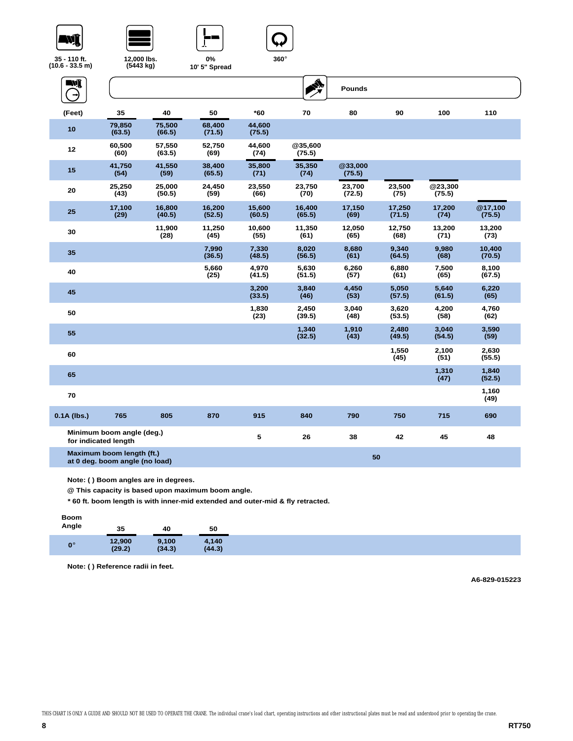35 - 110 ft. (10.6 - 33.5 m) | 12,000 lbs. (5443 kg) | 0% 10' 5" Spread | 360°

**Pounds**

| (Feet) | 35 | 40 | 50 | *60 | 70 | 80 | 90 | 100 | 110 |
|---|---|---|---|---|---|---|---|---|---|
| 10 | 79,850 (63.5) | 75,500 (66.5) | 68,400 (71.5) | 44,600 (75.5) | | | | | |
| 12 | 60,500 (60) | 57,550 (63.5) | 52,750 (69) | 44,600 (74) | @35,600 (75.5) | | | | |
| 15 | 41,750 (54) | 41,550 (59) | 38,400 (65.5) | 35,800 (71) | 35,350 (74) | @33,000 (75.5) | | | |
| 20 | 25,250 (43) | 25,000 (50.5) | 24,450 (59) | 23,550 (66) | 23,750 (70) | 23,700 (72.5) | 23,500 (75) | @23,300 (75.5) | |
| 25 | 17,100 (29) | 16,800 (40.5) | 16,200 (52.5) | 15,600 (60.5) | 16,400 (65.5) | 17,150 (69) | 17,250 (71.5) | 17,200 (74) | @17,100 (75.5) |
| 30 | | 11,900 (28) | 11,250 (45) | 10,600 (55) | 11,350 (61) | 12,050 (65) | 12,750 (68) | 13,200 (71) | 13,200 (73) |
| 35 | | | 7,990 (36.5) | 7,330 (48.5) | 8,020 (56.5) | 8,680 (61) | 9,340 (64.5) | 9,980 (68) | 10,400 (70.5) |
| 40 | | | 5,660 (25) | 4,970 (41.5) | 5,630 (51.5) | 6,260 (57) | 6,880 (61) | 7,500 (65) | 8,100 (67.5) |
| 45 | | | | 3,200 (33.5) | 3,840 (46) | 4,450 (53) | 5,050 (57.5) | 5,640 (61.5) | 6,220 (65) |
| 50 | | | | 1,830 (23) | 2,450 (39.5) | 3,040 (48) | 3,620 (53.5) | 4,200 (58) | 4,760 (62) |
| 55 | | | | | 1,340 (32.5) | 1,910 (43) | 2,480 (49.5) | 3,040 (54.5) | 3,590 (59) |
| 60 | | | | | | | 1,550 (45) | 2,100 (51) | 2,630 (55.5) |
| 65 | | | | | | | | 1,310 (47) | 1,840 (52.5) |
| 70 | | | | | | | | | 1,160 (49) |
| 0.1A (lbs.) | 765 | 805 | 870 | 915 | 840 | 790 | 750 | 715 | 690 |
| Minimum boom angle (deg.) for indicated length | | | | 5 | 26 | 38 | 42 | 45 | 48 |
| Maximum boom length (ft.) at 0 deg. boom angle (no load) | | | | | 50 | | | | |

Note: ( ) Boom angles are in degrees.

@ This capacity is based upon maximum boom angle.

* 60 ft. boom length is with inner-mid extended and outer-mid & fly retracted.

| Boom Angle | 35 | 40 | 50 |
|---|---|---|---|
| 0° | 12,900 (29.2) | 9,100 (34.3) | 4,140 (44.3) |

Note: ( ) Reference radii in feet.

A6-829-015223

THIS CHART IS ONLY A GUIDE AND SHOULD NOT BE USED TO OPERATE THE CRANE. The individual crane's load chart, operating instructions and other instructional plates must be read and understood prior to operating the crane.

RT750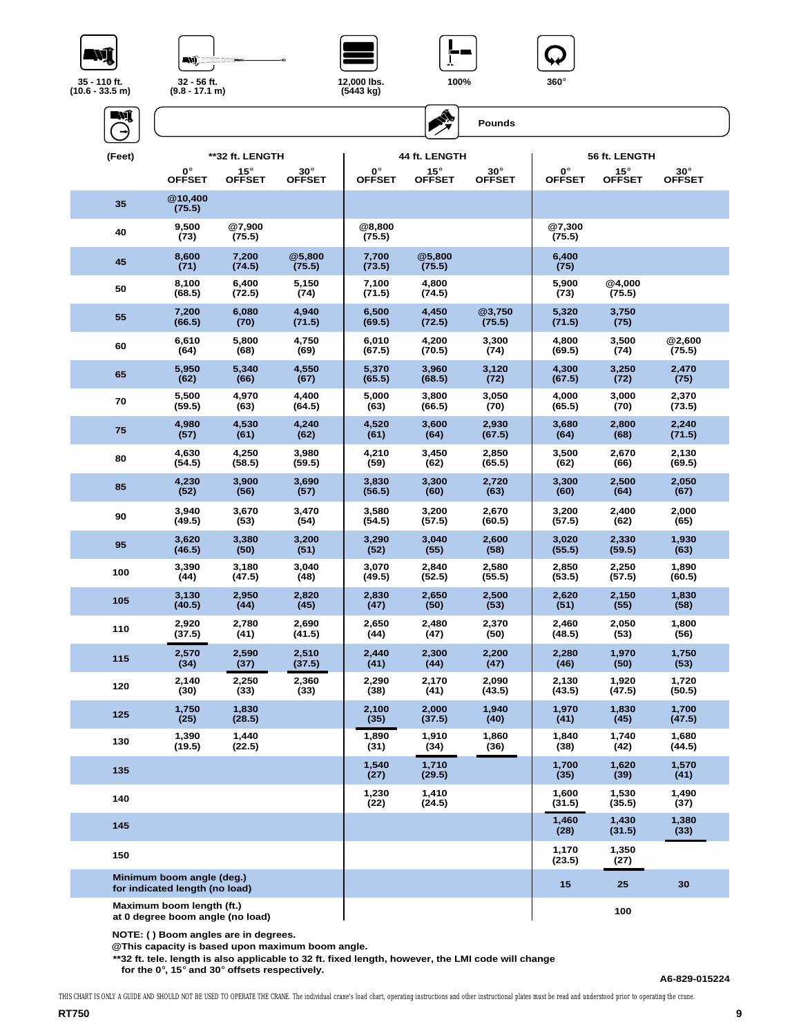35 - 110 ft. (10.6 - 33.5 m) | 32 - 56 ft. (9.8 - 17.1 m) | 12,000 lbs. (5443 kg) | 100% | 360°

Pounds

| (Feet) | **32 ft. LENGTH | | | 44 ft. LENGTH | | | 56 ft. LENGTH | | |
|---|---|---|---|---|---|---|---|---|---|
| | 0° OFFSET | 15° OFFSET | 30° OFFSET | 0° OFFSET | 15° OFFSET | 30° OFFSET | 0° OFFSET | 15° OFFSET | 30° OFFSET |
| 35 | @10,400 (75.5) | | | | | | | | |
| 40 | 9,500 (73) | @7,900 (75.5) | | @8,800 (75.5) | | | @7,300 (75.5) | | |
| 45 | 8,600 (71) | 7,200 (74.5) | @5,800 (75.5) | 7,700 (73.5) | @5,800 (75.5) | | 6,400 (75) | | |
| 50 | 8,100 (68.5) | 6,400 (72.5) | 5,150 (74) | 7,100 (71.5) | 4,800 (74.5) | | 5,900 (73) | @4,000 (75.5) | |
| 55 | 7,200 (66.5) | 6,080 (70) | 4,940 (71.5) | 6,500 (69.5) | 4,450 (72.5) | @3,750 (75.5) | 5,320 (71.5) | 3,750 (75) | |
| 60 | 6,610 (64) | 5,800 (68) | 4,750 (69) | 6,010 (67.5) | 4,200 (70.5) | 3,300 (74) | 4,800 (69.5) | 3,500 (74) | @2,600 (75.5) |
| 65 | 5,950 (62) | 5,340 (66) | 4,550 (67) | 5,370 (65.5) | 3,960 (68.5) | 3,120 (72) | 4,300 (67.5) | 3,250 (72) | 2,470 (75) |
| 70 | 5,500 (59.5) | 4,970 (63) | 4,400 (64.5) | 5,000 (63) | 3,800 (66.5) | 3,050 (70) | 4,000 (65.5) | 3,000 (70) | 2,370 (73.5) |
| 75 | 4,980 (57) | 4,530 (61) | 4,240 (62) | 4,520 (61) | 3,600 (64) | 2,930 (67.5) | 3,680 (64) | 2,800 (68) | 2,240 (71.5) |
| 80 | 4,630 (54.5) | 4,250 (58.5) | 3,980 (59.5) | 4,210 (59) | 3,450 (62) | 2,850 (65.5) | 3,500 (62) | 2,670 (66) | 2,130 (69.5) |
| 85 | 4,230 (52) | 3,900 (56) | 3,690 (57) | 3,830 (56.5) | 3,300 (60) | 2,720 (63) | 3,300 (60) | 2,500 (64) | 2,050 (67) |
| 90 | 3,940 (49.5) | 3,670 (53) | 3,470 (54) | 3,580 (54.5) | 3,200 (57.5) | 2,670 (60.5) | 3,200 (57.5) | 2,400 (62) | 2,000 (65) |
| 95 | 3,620 (46.5) | 3,380 (50) | 3,200 (51) | 3,290 (52) | 3,040 (55) | 2,600 (58) | 3,020 (55.5) | 2,330 (59.5) | 1,930 (63) |
| 100 | 3,390 (44) | 3,180 (47.5) | 3,040 (48) | 3,070 (49.5) | 2,840 (52.5) | 2,580 (55.5) | 2,850 (53.5) | 2,250 (57.5) | 1,890 (60.5) |
| 105 | 3,130 (40.5) | 2,950 (44) | 2,820 (45) | 2,830 (47) | 2,650 (50) | 2,500 (53) | 2,620 (51) | 2,150 (55) | 1,830 (58) |
| 110 | 2,920 (37.5) | 2,780 (41) | 2,690 (41.5) | 2,650 (44) | 2,480 (47) | 2,370 (50) | 2,460 (48.5) | 2,050 (53) | 1,800 (56) |
| 115 | 2,570 (34) | 2,590 (37) | 2,510 (37.5) | 2,440 (41) | 2,300 (44) | 2,200 (47) | 2,280 (46) | 1,970 (50) | 1,750 (53) |
| 120 | 2,140 (30) | 2,250 (33) | 2,360 (33) | 2,290 (38) | 2,170 (41) | 2,090 (43.5) | 2,130 (43.5) | 1,920 (47.5) | 1,720 (50.5) |
| 125 | 1,750 (25) | 1,830 (28.5) | | 2,100 (35) | 2,000 (37.5) | 1,940 (40) | 1,970 (41) | 1,830 (45) | 1,700 (47.5) |
| 130 | 1,390 (19.5) | 1,440 (22.5) | | 1,890 (31) | 1,910 (34) | 1,860 (36) | 1,840 (38) | 1,740 (42) | 1,680 (44.5) |
| 135 | | | | 1,540 (27) | 1,710 (29.5) | | 1,700 (35) | 1,620 (39) | 1,570 (41) |
| 140 | | | | 1,230 (22) | 1,410 (24.5) | | 1,600 (31.5) | 1,530 (35.5) | 1,490 (37) |
| 145 | | | | | | | 1,460 (28) | 1,430 (31.5) | 1,380 (33) |
| 150 | | | | | | | 1,170 (23.5) | 1,350 (27) | |
| Minimum boom angle (deg.) for indicated length (no load) | | | | | | | 15 | 25 | 30 |
| Maximum boom length (ft.) at 0 degree boom angle (no load) | | | | | | | | 100 | |

NOTE: ( ) Boom angles are in degrees.

@This capacity is based upon maximum boom angle.

**32 ft. tele. length is also applicable to 32 ft. fixed length, however, the LMI code will change for the 0°, 15° and 30° offsets respectively.

A6-829-015224

THIS CHART IS ONLY A GUIDE AND SHOULD NOT BE USED TO OPERATE THE CRANE. The individual crane's load chart, operating instructions and other instructional plates must be read and understood prior to operating the crane.

RT750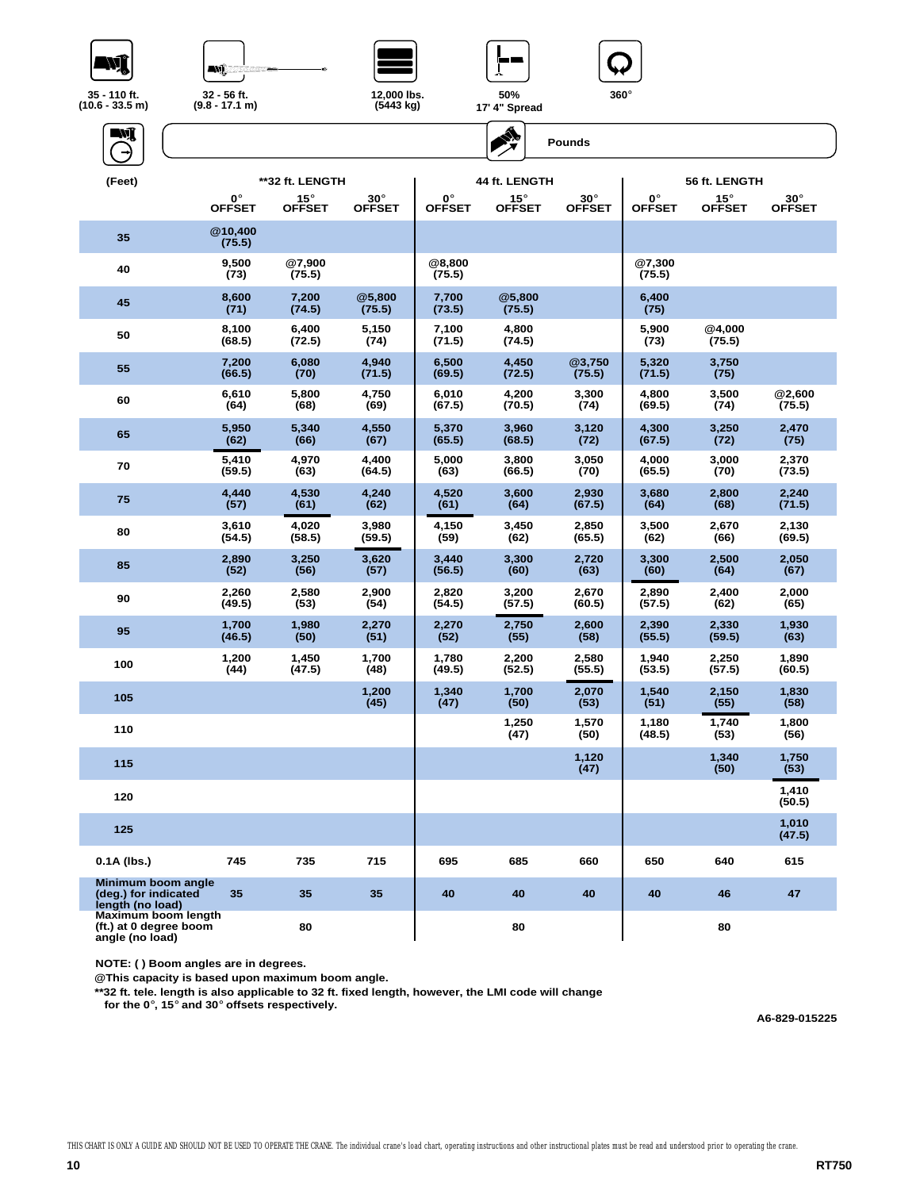35 - 110 ft. (10.6 - 33.5 m) | 32 - 56 ft. (9.8 - 17.1 m) | 12,000 lbs. (5443 kg) | 50% 17' 4" Spread | 360°

Pounds

| (Feet) | **32 ft. LENGTH | | | 44 ft. LENGTH | | | 56 ft. LENGTH | | |
|---|---|---|---|---|---|---|---|---|---|
| | 0° OFFSET | 15° OFFSET | 30° OFFSET | 0° OFFSET | 15° OFFSET | 30° OFFSET | 0° OFFSET | 15° OFFSET | 30° OFFSET |
| 35 | @10,400 (75.5) | | | | | | | | |
| 40 | 9,500 (73) | @7,900 (75.5) | | @8,800 (75.5) | | | @7,300 (75.5) | | |
| 45 | 8,600 (71) | 7,200 (74.5) | @5,800 (75.5) | 7,700 (73.5) | @5,800 (75.5) | | 6,400 (75) | | |
| 50 | 8,100 (68.5) | 6,400 (72.5) | 5,150 (74) | 7,100 (71.5) | 4,800 (74.5) | | 5,900 (73) | @4,000 (75.5) | |
| 55 | 7,200 (66.5) | 6,080 (70) | 4,940 (71.5) | 6,500 (69.5) | 4,450 (72.5) | @3,750 (75.5) | 5,320 (71.5) | 3,750 (75) | |
| 60 | 6,610 (64) | 5,800 (68) | 4,750 (69) | 6,010 (67.5) | 4,200 (70.5) | 3,300 (74) | 4,800 (69.5) | 3,500 (74) | @2,600 (75.5) |
| 65 | 5,950 (62) | 5,340 (66) | 4,550 (67) | 5,370 (65.5) | 3,960 (68.5) | 3,120 (72) | 4,300 (67.5) | 3,250 (72) | 2,470 (75) |
| 70 | 5,410 (59.5) | 4,970 (63) | 4,400 (64.5) | 5,000 (63) | 3,800 (66.5) | 3,050 (70) | 4,000 (65.5) | 3,000 (70) | 2,370 (73.5) |
| 75 | 4,440 (57) | 4,530 (61) | 4,240 (62) | 4,520 (61) | 3,600 (64) | 2,930 (67.5) | 3,680 (64) | 2,800 (68) | 2,240 (71.5) |
| 80 | 3,610 (54.5) | 4,020 (58.5) | 3,980 (59.5) | 4,150 (59) | 3,450 (62) | 2,850 (65.5) | 3,500 (62) | 2,670 (66) | 2,130 (69.5) |
| 85 | 2,890 (52) | 3,250 (56) | 3,620 (57) | 3,440 (56.5) | 3,300 (60) | 2,720 (63) | 3,300 (60) | 2,500 (64) | 2,050 (67) |
| 90 | 2,260 (49.5) | 2,580 (53) | 2,900 (54) | 2,820 (54.5) | 3,200 (57.5) | 2,670 (60.5) | 2,890 (57.5) | 2,400 (62) | 2,000 (65) |
| 95 | 1,700 (46.5) | 1,980 (50) | 2,270 (51) | 2,270 (52) | 2,750 (55) | 2,600 (58) | 2,390 (55.5) | 2,330 (59.5) | 1,930 (63) |
| 100 | 1,200 (44) | 1,450 (47.5) | 1,700 (48) | 1,780 (49.5) | 2,200 (52.5) | 2,580 (55.5) | 1,940 (53.5) | 2,250 (57.5) | 1,890 (60.5) |
| 105 | | | 1,200 (45) | 1,340 (47) | 1,700 (50) | 2,070 (53) | 1,540 (51) | 2,150 (55) | 1,830 (58) |
| 110 | | | | | 1,250 (47) | 1,570 (50) | 1,180 (48.5) | 1,740 (53) | 1,800 (56) |
| 115 | | | | | | 1,120 (47) | | 1,340 (50) | 1,750 (53) |
| 120 | | | | | | | | | 1,410 (50.5) |
| 125 | | | | | | | | | 1,010 (47.5) |
| 0.1A (lbs.) | 745 | 735 | 715 | 695 | 685 | 660 | 650 | 640 | 615 |
| Minimum boom angle (deg.) for indicated length (no load) | 35 | 35 | 35 | 40 | 40 | 40 | 40 | 46 | 47 |
| Maximum boom length (ft.) at 0 degree boom angle (no load) | | 80 | | | 80 | | | 80 | |

NOTE: ( ) Boom angles are in degrees.

@This capacity is based upon maximum boom angle.

**32 ft. tele. length is also applicable to 32 ft. fixed length, however, the LMI code will change for the 0°, 15° and 30° offsets respectively.

A6-829-015225

THIS CHART IS ONLY A GUIDE AND SHOULD NOT BE USED TO OPERATE THE CRANE. The individual crane's load chart, operating instructions and other instructional plates must be read and understood prior to operating the crane.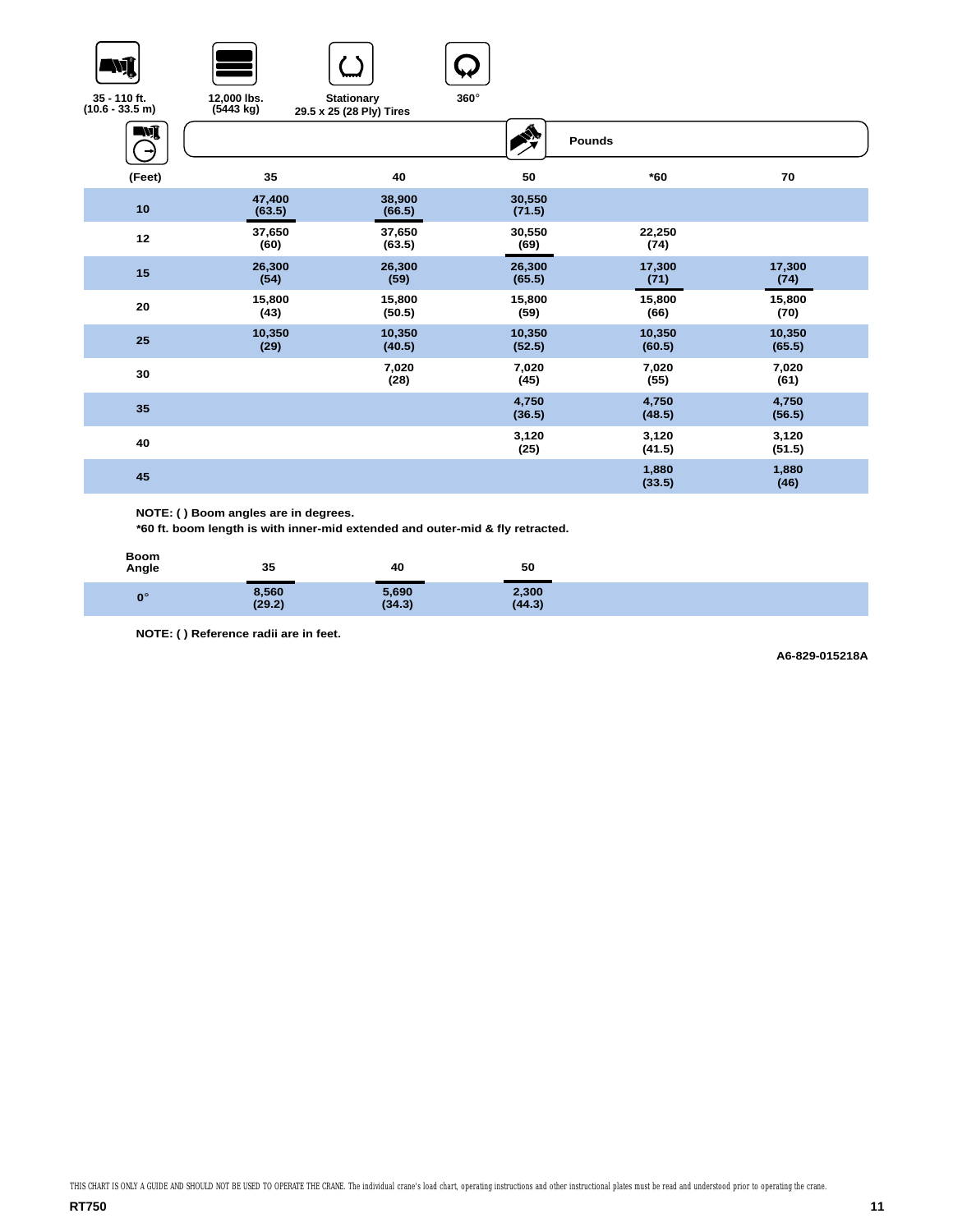**35 - 110 ft. (10.6 - 33.5 m)** | **12,000 lbs. (5443 kg)** | **Stationary 29.5 x 25 (28 Ply) Tires** | **360°**

**Pounds**

| (Feet) | 35 | 40 | 50 | *60 | 70 |
|---|---|---|---|---|---|
| 10 | 47,400 (63.5) | 38,900 (66.5) | 30,550 (71.5) | | |
| 12 | 37,650 (60) | 37,650 (63.5) | 30,550 (69) | 22,250 (74) | |
| 15 | 26,300 (54) | 26,300 (59) | 26,300 (65.5) | 17,300 (71) | 17,300 (74) |
| 20 | 15,800 (43) | 15,800 (50.5) | 15,800 (59) | 15,800 (66) | 15,800 (70) |
| 25 | 10,350 (29) | 10,350 (40.5) | 10,350 (52.5) | 10,350 (60.5) | 10,350 (65.5) |
| 30 | | 7,020 (28) | 7,020 (45) | 7,020 (55) | 7,020 (61) |
| 35 | | | 4,750 (36.5) | 4,750 (48.5) | 4,750 (56.5) |
| 40 | | | 3,120 (25) | 3,120 (41.5) | 3,120 (51.5) |
| 45 | | | | 1,880 (33.5) | 1,880 (46) |

**NOTE: ( ) Boom angles are in degrees.**
***60 ft. boom length is with inner-mid extended and outer-mid & fly retracted.**

| Boom Angle | 35 | 40 | 50 |
|---|---|---|---|
| 0° | 8,560 (29.2) | 5,690 (34.3) | 2,300 (44.3) |

**NOTE: ( ) Reference radii are in feet.**

**A6-829-015218A**

THIS CHART IS ONLY A GUIDE AND SHOULD NOT BE USED TO OPERATE THE CRANE. The individual crane's load chart, operating instructions and other instructional plates must be read and understood prior to operating the crane.

**RT750**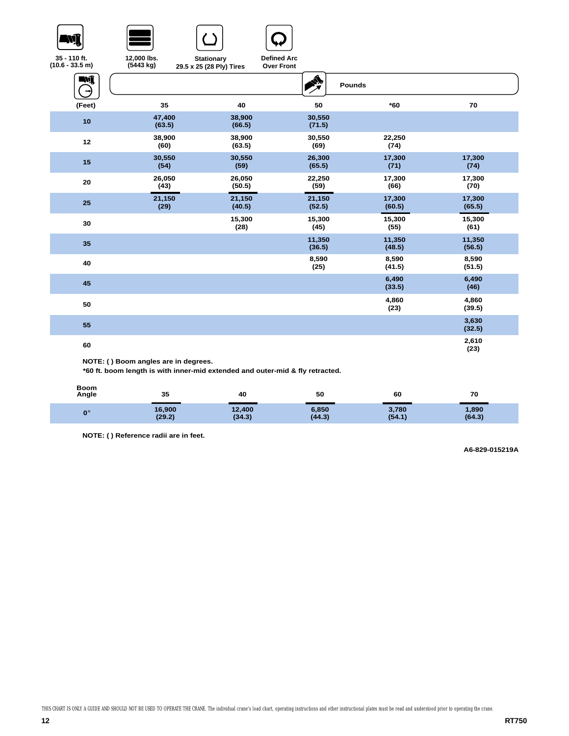35 - 110 ft. (10.6 - 33.5 m)

12,000 lbs. (5443 kg)

Stationary 29.5 x 25 (28 Ply) Tires

Defined Arc Over Front

Pounds

| (Feet) | 35 | 40 | 50 | *60 | 70 |
|---|---|---|---|---|---|
| 10 | 47,400 (63.5) | 38,900 (66.5) | 30,550 (71.5) | | |
| 12 | 38,900 (60) | 38,900 (63.5) | 30,550 (69) | 22,250 (74) | |
| 15 | 30,550 (54) | 30,550 (59) | 26,300 (65.5) | 17,300 (71) | 17,300 (74) |
| 20 | 26,050 (43) | 26,050 (50.5) | 22,250 (59) | 17,300 (66) | 17,300 (70) |
| 25 | 21,150 (29) | 21,150 (40.5) | 21,150 (52.5) | 17,300 (60.5) | 17,300 (65.5) |
| 30 | | 15,300 (28) | 15,300 (45) | 15,300 (55) | 15,300 (61) |
| 35 | | | 11,350 (36.5) | 11,350 (48.5) | 11,350 (56.5) |
| 40 | | | 8,590 (25) | 8,590 (41.5) | 8,590 (51.5) |
| 45 | | | | 6,490 (33.5) | 6,490 (46) |
| 50 | | | | 4,860 (23) | 4,860 (39.5) |
| 55 | | | | | 3,630 (32.5) |
| 60 | | | | | 2,610 (23) |

NOTE: ( ) Boom angles are in degrees.
*60 ft. boom length is with inner-mid extended and outer-mid & fly retracted.

| Boom Angle | 35 | 40 | 50 | 60 | 70 |
|---|---|---|---|---|---|
| 0° | 16,900 (29.2) | 12,400 (34.3) | 6,850 (44.3) | 3,780 (54.1) | 1,890 (64.3) |

NOTE: ( ) Reference radii are in feet.

A6-829-015219A

THIS CHART IS ONLY A GUIDE AND SHOULD NOT BE USED TO OPERATE THE CRANE. The individual crane's load chart, operating instructions and other instructional plates must be read and understood prior to operating the crane.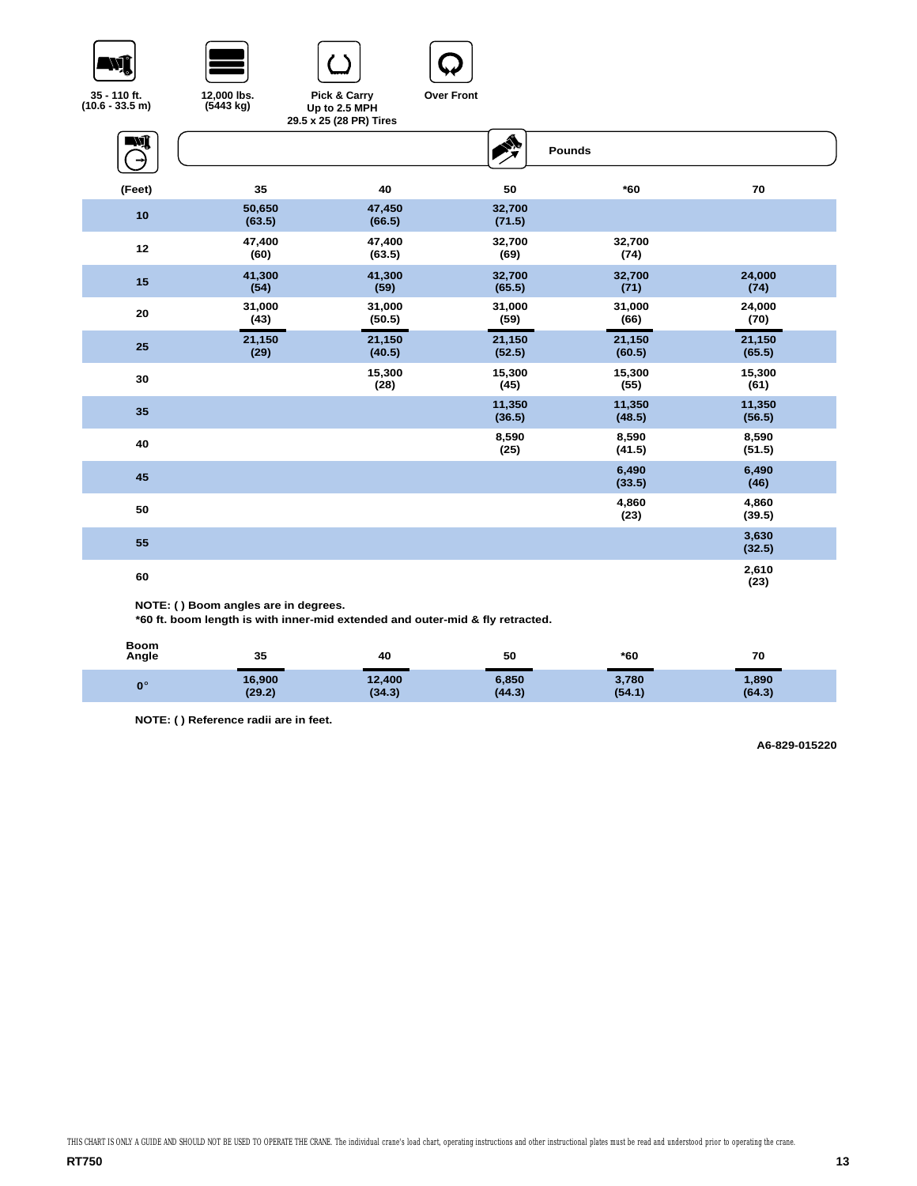35 - 110 ft. (10.6 - 33.5 m)

12,000 lbs. (5443 kg)

Pick & Carry Up to 2.5 MPH 29.5 x 25 (28 PR) Tires

Over Front

Pounds

| (Feet) | 35 | 40 | 50 | *60 | 70 |
|---|---|---|---|---|---|
| 10 | 50,650 (63.5) | 47,450 (66.5) | 32,700 (71.5) | | |
| 12 | 47,400 (60) | 47,400 (63.5) | 32,700 (69) | 32,700 (74) | |
| 15 | 41,300 (54) | 41,300 (59) | 32,700 (65.5) | 32,700 (71) | 24,000 (74) |
| 20 | 31,000 (43) | 31,000 (50.5) | 31,000 (59) | 31,000 (66) | 24,000 (70) |
| 25 | 21,150 (29) | 21,150 (40.5) | 21,150 (52.5) | 21,150 (60.5) | 21,150 (65.5) |
| 30 | | 15,300 (28) | 15,300 (45) | 15,300 (55) | 15,300 (61) |
| 35 | | | 11,350 (36.5) | 11,350 (48.5) | 11,350 (56.5) |
| 40 | | | 8,590 (25) | 8,590 (41.5) | 8,590 (51.5) |
| 45 | | | | 6,490 (33.5) | 6,490 (46) |
| 50 | | | | 4,860 (23) | 4,860 (39.5) |
| 55 | | | | | 3,630 (32.5) |
| 60 | | | | | 2,610 (23) |

**NOTE: ( ) Boom angles are in degrees.**
***60 ft. boom length is with inner-mid extended and outer-mid & fly retracted.**

| Boom Angle | 35 | 40 | 50 | *60 | 70 |
|---|---|---|---|---|---|
| 0° | 16,900 (29.2) | 12,400 (34.3) | 6,850 (44.3) | 3,780 (54.1) | 1,890 (64.3) |

**NOTE: ( ) Reference radii are in feet.**

A6-829-015220

THIS CHART IS ONLY A GUIDE AND SHOULD NOT BE USED TO OPERATE THE CRANE. The individual crane's load chart, operating instructions and other instructional plates must be read and understood prior to operating the crane.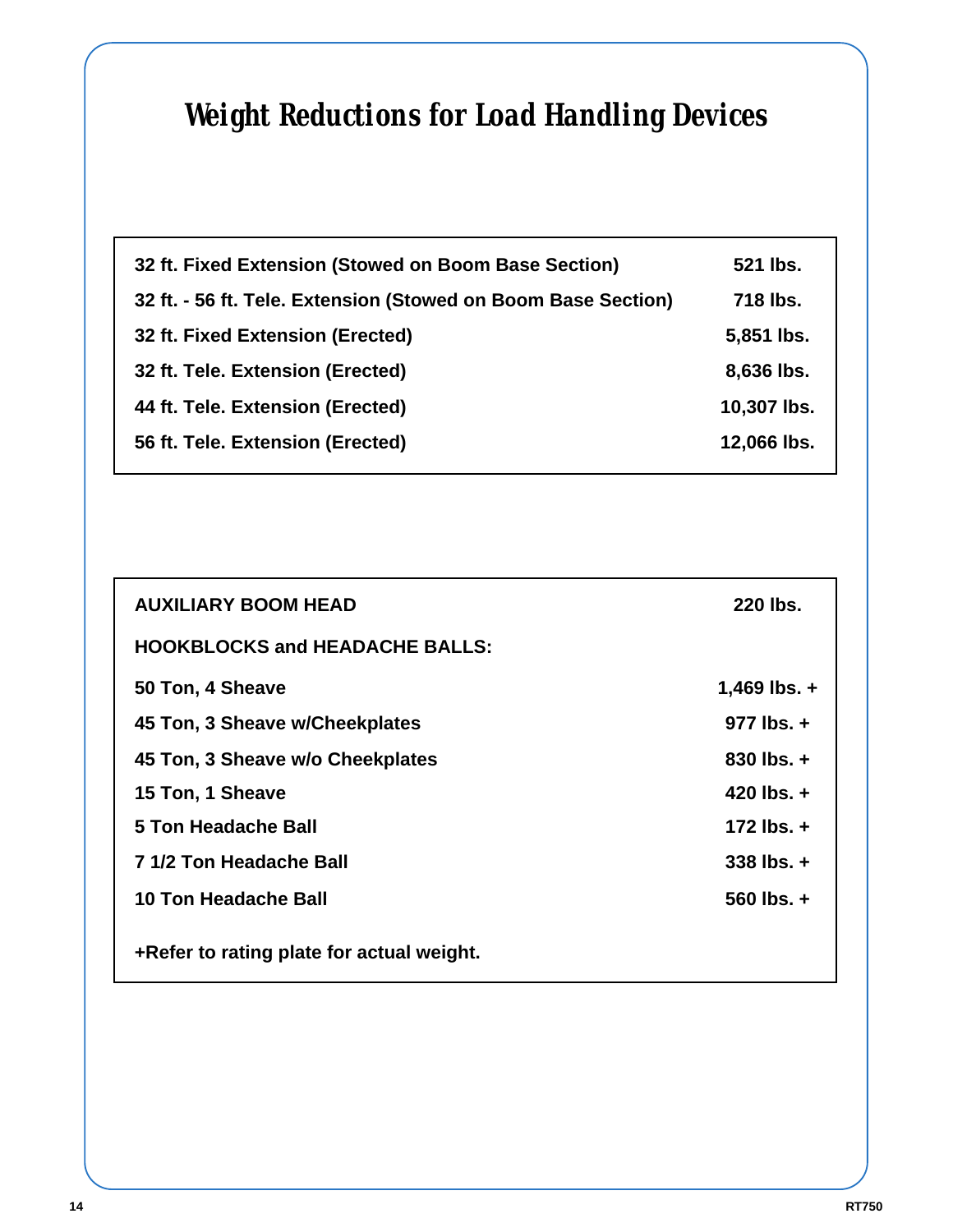# Weight Reductions for Load Handling Devices

| | |
|---|---|
| **32 ft. Fixed Extension (Stowed on Boom Base Section)** | **521 lbs.** |
| **32 ft. - 56 ft. Tele. Extension (Stowed on Boom Base Section)** | **718 lbs.** |
| **32 ft. Fixed Extension (Erected)** | **5,851 lbs.** |
| **32 ft. Tele. Extension (Erected)** | **8,636 lbs.** |
| **44 ft. Tele. Extension (Erected)** | **10,307 lbs.** |
| **56 ft. Tele. Extension (Erected)** | **12,066 lbs.** |

| | |
|---|---|
| **AUXILIARY BOOM HEAD** | **220 lbs.** |
| **HOOKBLOCKS and HEADACHE BALLS:** | |
| **50 Ton, 4 Sheave** | **1,469 lbs. +** |
| **45 Ton, 3 Sheave w/Cheekplates** | **977 lbs. +** |
| **45 Ton, 3 Sheave w/o Cheekplates** | **830 lbs. +** |
| **15 Ton, 1 Sheave** | **420 lbs. +** |
| **5 Ton Headache Ball** | **172 lbs. +** |
| **7 1/2 Ton Headache Ball** | **338 lbs. +** |
| **10 Ton Headache Ball** | **560 lbs. +** |

**+Refer to rating plate for actual weight.**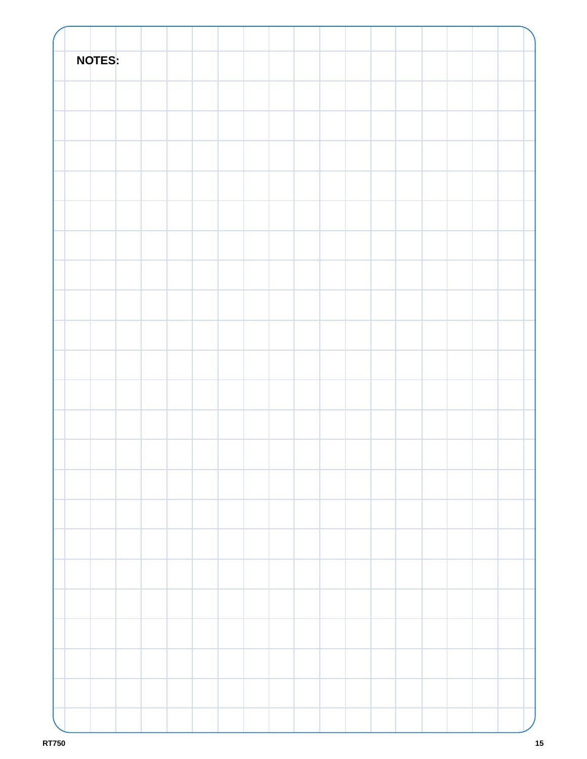**NOTES:**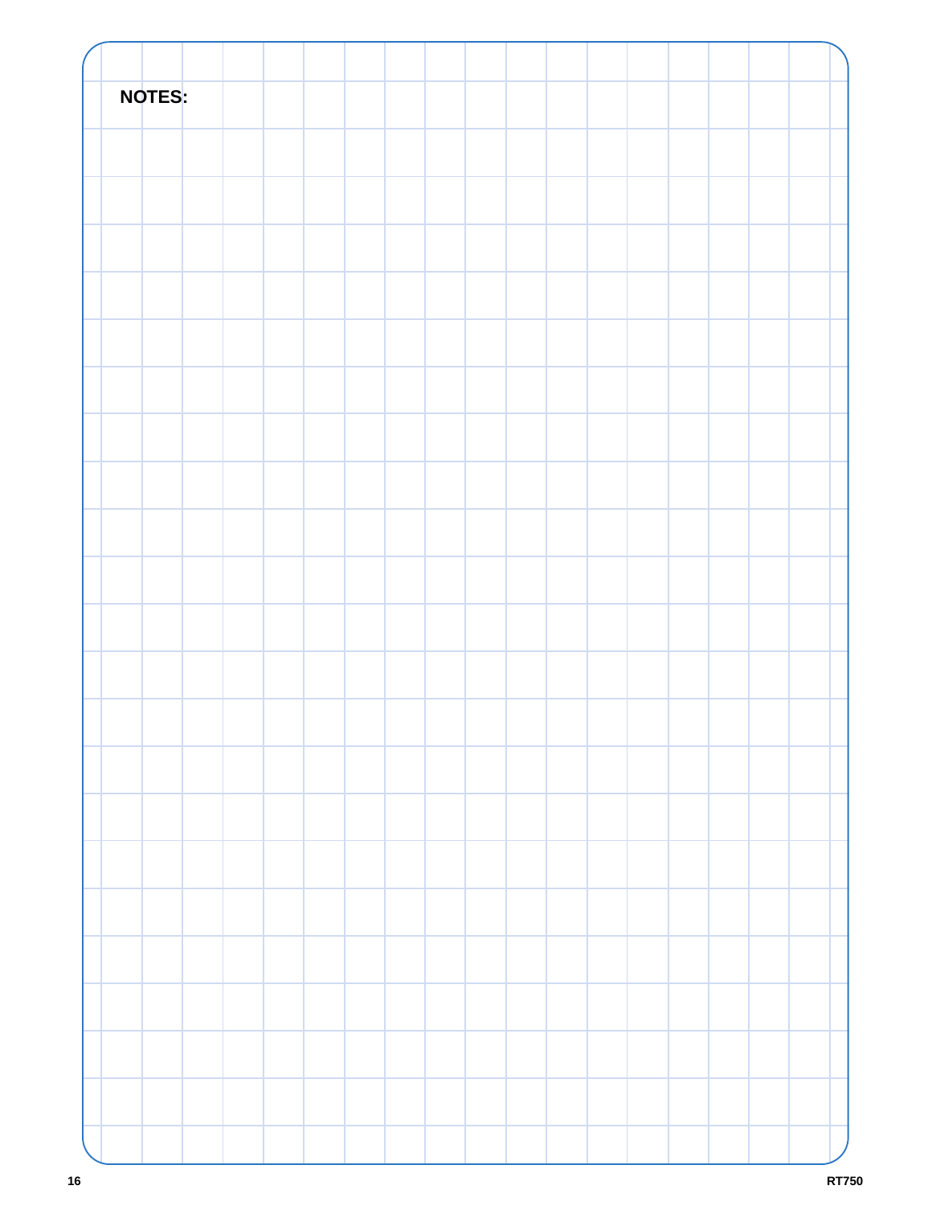**NOTES:**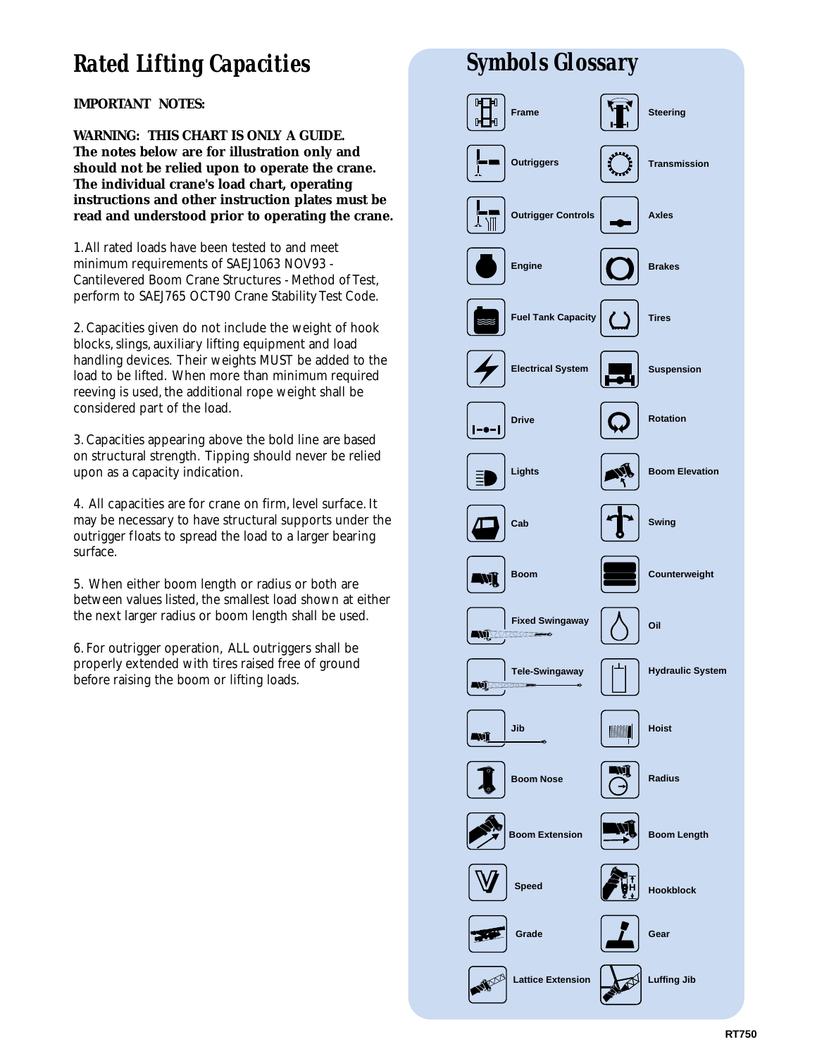# Rated Lifting Capacities

**IMPORTANT NOTES:**

**WARNING: THIS CHART IS ONLY A GUIDE. The notes below are for illustration only and should not be relied upon to operate the crane. The individual crane's load chart, operating instructions and other instruction plates must be read and understood prior to operating the crane.**

1. All rated loads have been tested to and meet minimum requirements of SAEJ1063 NOV93 - Cantilevered Boom Crane Structures - Method of Test, perform to SAEJ765 OCT90 Crane Stability Test Code.

2. Capacities given do not include the weight of hook blocks, slings, auxiliary lifting equipment and load handling devices. Their weights MUST be added to the load to be lifted. When more than minimum required reeving is used, the additional rope weight shall be considered part of the load.

3. Capacities appearing above the bold line are based on structural strength. Tipping should never be relied upon as a capacity indication.

4. All capacities are for crane on firm, level surface. It may be necessary to have structural supports under the outrigger floats to spread the load to a larger bearing surface.

5. When either boom length or radius or both are between values listed, the smallest load shown at either the next larger radius or boom length shall be used.

6. For outrigger operation, ALL outriggers shall be properly extended with tires raised free of ground before raising the boom or lifting loads.

# Symbols Glossary

| | |
|---|---|
| Frame | Steering |
| Outriggers | Transmission |
| Outrigger Controls | Axles |
| Engine | Brakes |
| Fuel Tank Capacity | Tires |
| Electrical System | Suspension |
| Drive | Rotation |
| Lights | Boom Elevation |
| Cab | Swing |
| Boom | Counterweight |
| Fixed Swingaway | Oil |
| Tele-Swingaway | Hydraulic System |
| Jib | Hoist |
| Boom Nose | Radius |
| Boom Extension | Boom Length |
| Speed | Hookblock |
| Grade | Gear |
| Lattice Extension | Luffing Jib |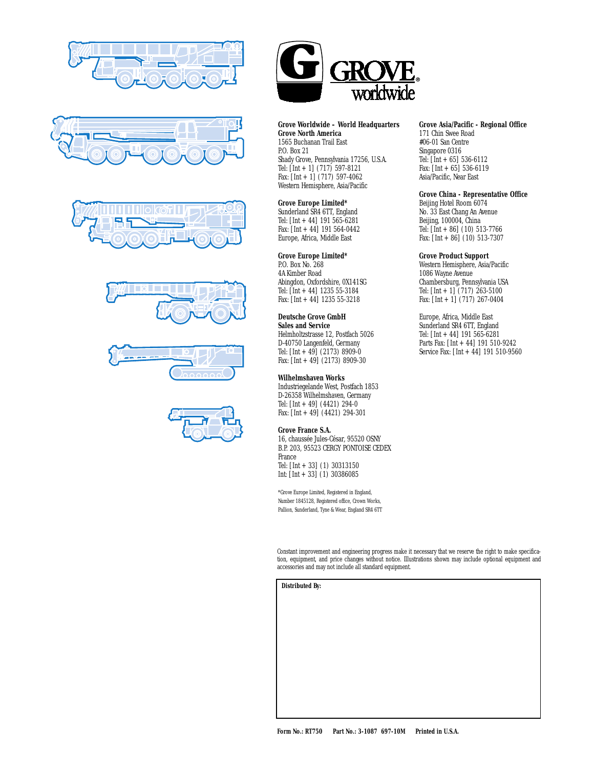GROVE worldwide

**Grove Worldwide – World Headquarters**
**Grove North America**
1565 Buchanan Trail East
P.O. Box 21
Shady Grove, Pennsylvania 17256, U.S.A.
Tel: [Int + 1] (717) 597-8121
Fax: [Int + 1] (717) 597-4062
Western Hemisphere, Asia/Pacific

**Grove Europe Limited***
Sunderland SR4 6TT, England
Tel: [Int + 44] 191 565-6281
Fax: [Int + 44] 191 564-0442
Europe, Africa, Middle East

**Grove Europe Limited***
P.O. Box No. 268
4A Kimber Road
Abingdon, Oxfordshire, 0X141SG
Tel: [Int + 44] 1235 55-3184
Fax: [Int + 44] 1235 55-3218

**Deutsche Grove GmbH**
**Sales and Service**
Helmholtzstrasse 12, Postfach 5026
D-40750 Langenfeld, Germany
Tel: [Int + 49] (2173) 8909-0
Fax: [Int + 49] (2173) 8909-30

**Wilhelmshaven Works**
Industriegelande West, Postfach 1853
D-26358 Wilhelmshaven, Germany
Tel: [Int + 49] (4421) 294-0
Fax: [Int + 49] (4421) 294-301

**Grove France S.A.**
16, chaussée Jules-César, 95520 OSNY
B.P. 203, 95523 CERGY PONTOISE CEDEX
France
Tel: [Int + 33] (1) 30313150
Int: [Int + 33] (1) 30386085

*Grove Europe Limited, Registered in England, Number 1845128, Registered office, Crown Works, Pallion, Sunderland, Tyne & Wear, England SR4 6TT

**Grove Asia/Pacific - Regional Office**
171 Chin Swee Road
#06-01 San Centre
Singapore 0316
Tel: [Int + 65] 536-6112
Fax: [Int + 65] 536-6119
Asia/Pacific, Near East

**Grove China - Representative Office**
Beijing Hotel Room 6074
No. 33 East Chang An Avenue
Beijing, 100004, China
Tel: [Int + 86] (10) 513-7766
Fax: [Int + 86] (10) 513-7307

**Grove Product Support**
Western Hemisphere, Asia/Pacific
1086 Wayne Avenue
Chambersburg, Pennsylvania USA
Tel: [Int + 1] (717) 263-5100
Fax: [Int + 1] (717) 267-0404

Europe, Africa, Middle East
Sunderland SR4 6TT, England
Tel: [Int + 44] 191 565-6281
Parts Fax: [Int + 44] 191 510-9242
Service Fax: [Int + 44] 191 510-9560

Constant improvement and engineering progress make it necessary that we reserve the right to make specification, equipment, and price changes without notice. Illustrations shown may include optional equipment and accessories and may not include all standard equipment.

**Distributed By:**

**Form No.: RT750** **Part No.: 3-1087 697-10M** **Printed in U.S.A.**